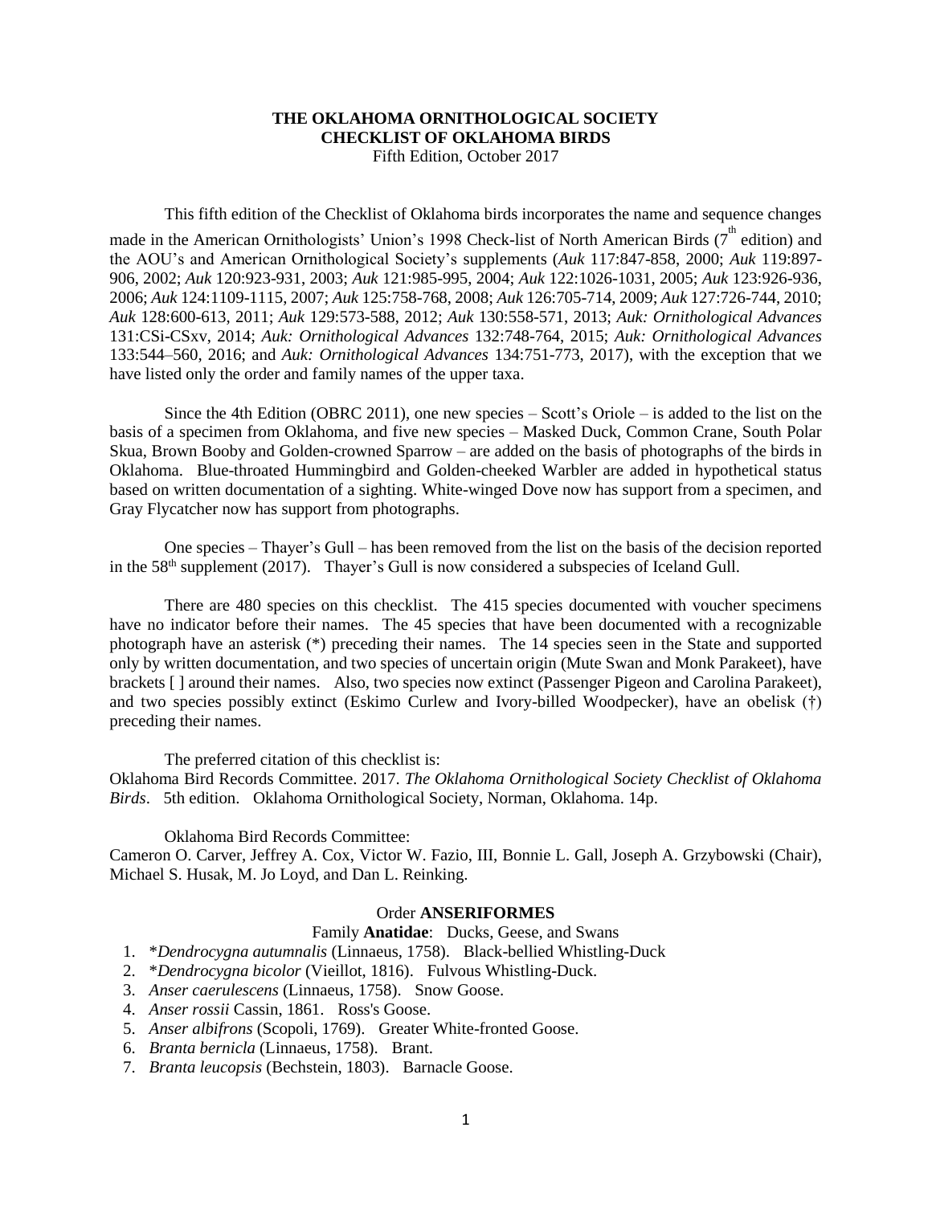**THE OKLAHOMA ORNITHOLOGICAL SOCIETY**
**CHECKLIST OF OKLAHOMA BIRDS**
Fifth Edition, October 2017

This fifth edition of the Checklist of Oklahoma birds incorporates the name and sequence changes made in the American Ornithologists' Union's 1998 Check-list of North American Birds (7th edition) and the AOU's and American Ornithological Society's supplements (*Auk* 117:847-858, 2000; *Auk* 119:897-906, 2002; *Auk* 120:923-931, 2003; *Auk* 121:985-995, 2004; *Auk* 122:1026-1031, 2005; *Auk* 123:926-936, 2006; *Auk* 124:1109-1115, 2007; *Auk* 125:758-768, 2008; *Auk* 126:705-714, 2009; *Auk* 127:726-744, 2010; *Auk* 128:600-613, 2011; *Auk* 129:573-588, 2012; *Auk* 130:558-571, 2013; *Auk: Ornithological Advances* 131:CSi-CSxv, 2014; *Auk: Ornithological Advances* 132:748-764, 2015; *Auk: Ornithological Advances* 133:544–560, 2016; and *Auk: Ornithological Advances* 134:751-773, 2017), with the exception that we have listed only the order and family names of the upper taxa.

Since the 4th Edition (OBRC 2011), one new species – Scott's Oriole – is added to the list on the basis of a specimen from Oklahoma, and five new species – Masked Duck, Common Crane, South Polar Skua, Brown Booby and Golden-crowned Sparrow – are added on the basis of photographs of the birds in Oklahoma. Blue-throated Hummingbird and Golden-cheeked Warbler are added in hypothetical status based on written documentation of a sighting. White-winged Dove now has support from a specimen, and Gray Flycatcher now has support from photographs.

One species – Thayer's Gull – has been removed from the list on the basis of the decision reported in the 58th supplement (2017). Thayer's Gull is now considered a subspecies of Iceland Gull.

There are 480 species on this checklist. The 415 species documented with voucher specimens have no indicator before their names. The 45 species that have been documented with a recognizable photograph have an asterisk (*) preceding their names. The 14 species seen in the State and supported only by written documentation, and two species of uncertain origin (Mute Swan and Monk Parakeet), have brackets [ ] around their names. Also, two species now extinct (Passenger Pigeon and Carolina Parakeet), and two species possibly extinct (Eskimo Curlew and Ivory-billed Woodpecker), have an obelisk (†) preceding their names.

The preferred citation of this checklist is:
Oklahoma Bird Records Committee. 2017. *The Oklahoma Ornithological Society Checklist of Oklahoma Birds*. 5th edition. Oklahoma Ornithological Society, Norman, Oklahoma. 14p.

Oklahoma Bird Records Committee:
Cameron O. Carver, Jeffrey A. Cox, Victor W. Fazio, III, Bonnie L. Gall, Joseph A. Grzybowski (Chair), Michael S. Husak, M. Jo Loyd, and Dan L. Reinking.

## Order **ANSERIFORMES**

### Family **Anatidae**: Ducks, Geese, and Swans

1. *\*Dendrocygna autumnalis* (Linnaeus, 1758). Black-bellied Whistling-Duck
2. *\*Dendrocygna bicolor* (Vieillot, 1816). Fulvous Whistling-Duck.
3. *Anser caerulescens* (Linnaeus, 1758). Snow Goose.
4. *Anser rossii* Cassin, 1861. Ross's Goose.
5. *Anser albifrons* (Scopoli, 1769). Greater White-fronted Goose.
6. *Branta bernicla* (Linnaeus, 1758). Brant.
7. *Branta leucopsis* (Bechstein, 1803). Barnacle Goose.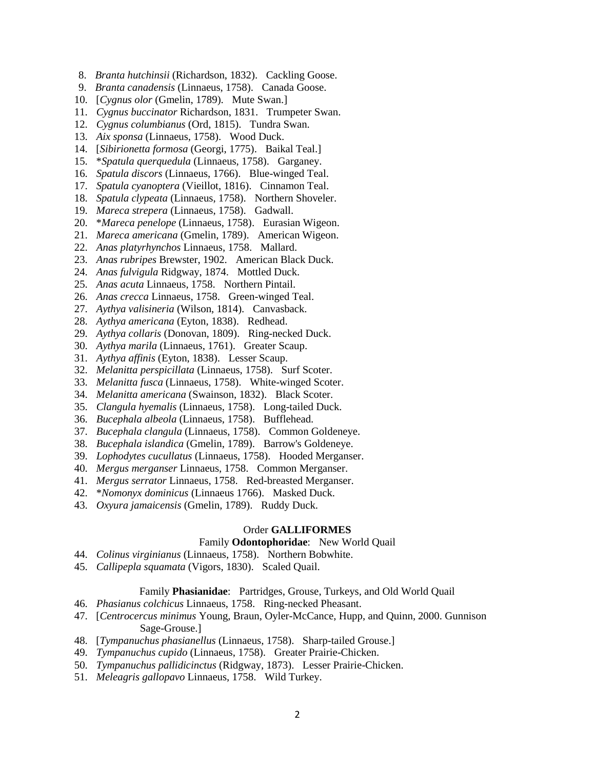8. *Branta hutchinsii* (Richardson, 1832). Cackling Goose.
9. *Branta canadensis* (Linnaeus, 1758). Canada Goose.
10. [*Cygnus olor* (Gmelin, 1789). Mute Swan.]
11. *Cygnus buccinator* Richardson, 1831. Trumpeter Swan.
12. *Cygnus columbianus* (Ord, 1815). Tundra Swan.
13. *Aix sponsa* (Linnaeus, 1758). Wood Duck.
14. [*Sibirionetta formosa* (Georgi, 1775). Baikal Teal.]
15. **Spatula querquedula* (Linnaeus, 1758). Garganey.
16. *Spatula discors* (Linnaeus, 1766). Blue-winged Teal.
17. *Spatula cyanoptera* (Vieillot, 1816). Cinnamon Teal.
18. *Spatula clypeata* (Linnaeus, 1758). Northern Shoveler.
19. *Mareca strepera* (Linnaeus, 1758). Gadwall.
20. **Mareca penelope* (Linnaeus, 1758). Eurasian Wigeon.
21. *Mareca americana* (Gmelin, 1789). American Wigeon.
22. *Anas platyrhynchos* Linnaeus, 1758. Mallard.
23. *Anas rubripes* Brewster, 1902. American Black Duck.
24. *Anas fulvigula* Ridgway, 1874. Mottled Duck.
25. *Anas acuta* Linnaeus, 1758. Northern Pintail.
26. *Anas crecca* Linnaeus, 1758. Green-winged Teal.
27. *Aythya valisineria* (Wilson, 1814). Canvasback.
28. *Aythya americana* (Eyton, 1838). Redhead.
29. *Aythya collaris* (Donovan, 1809). Ring-necked Duck.
30. *Aythya marila* (Linnaeus, 1761). Greater Scaup.
31. *Aythya affinis* (Eyton, 1838). Lesser Scaup.
32. *Melanitta perspicillata* (Linnaeus, 1758). Surf Scoter.
33. *Melanitta fusca* (Linnaeus, 1758). White-winged Scoter.
34. *Melanitta americana* (Swainson, 1832). Black Scoter.
35. *Clangula hyemalis* (Linnaeus, 1758). Long-tailed Duck.
36. *Bucephala albeola* (Linnaeus, 1758). Bufflehead.
37. *Bucephala clangula* (Linnaeus, 1758). Common Goldeneye.
38. *Bucephala islandica* (Gmelin, 1789). Barrow's Goldeneye.
39. *Lophodytes cucullatus* (Linnaeus, 1758). Hooded Merganser.
40. *Mergus merganser* Linnaeus, 1758. Common Merganser.
41. *Mergus serrator* Linnaeus, 1758. Red-breasted Merganser.
42. **Nomonyx dominicus* (Linnaeus 1766). Masked Duck.
43. *Oxyura jamaicensis* (Gmelin, 1789). Ruddy Duck.

Order **GALLIFORMES**

Family **Odontophoridae**: New World Quail

44. *Colinus virginianus* (Linnaeus, 1758). Northern Bobwhite.
45. *Callipepla squamata* (Vigors, 1830). Scaled Quail.

Family **Phasianidae**: Partridges, Grouse, Turkeys, and Old World Quail

46. *Phasianus colchicus* Linnaeus, 1758. Ring-necked Pheasant.
47. [*Centrocercus minimus* Young, Braun, Oyler-McCance, Hupp, and Quinn, 2000. Gunnison Sage-Grouse.]
48. [*Tympanuchus phasianellus* (Linnaeus, 1758). Sharp-tailed Grouse.]
49. *Tympanuchus cupido* (Linnaeus, 1758). Greater Prairie-Chicken.
50. *Tympanuchus pallidicinctus* (Ridgway, 1873). Lesser Prairie-Chicken.
51. *Meleagris gallopavo* Linnaeus, 1758. Wild Turkey.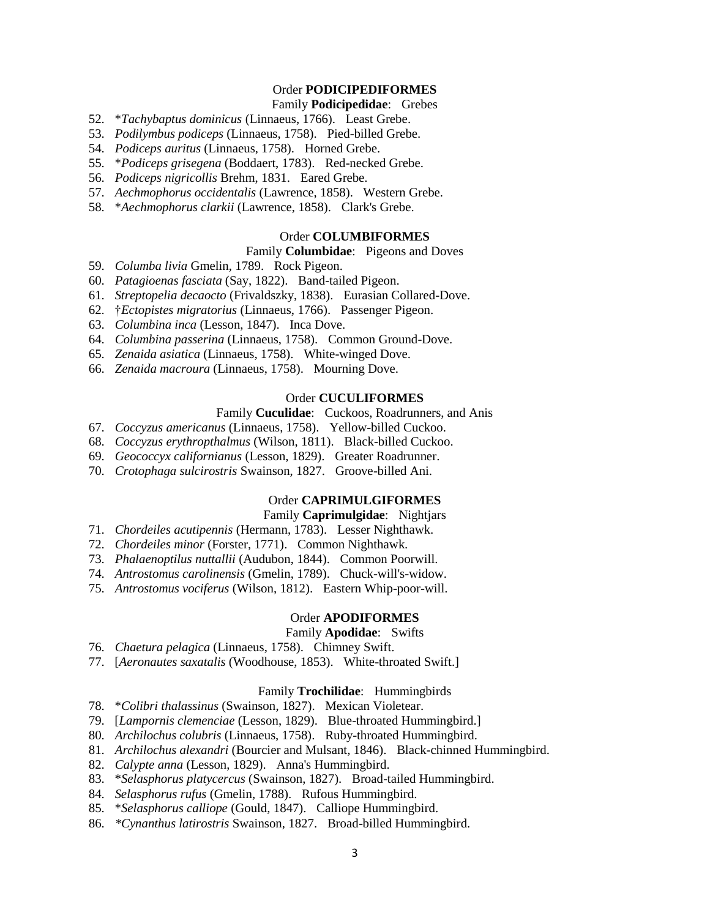### Order **PODICIPEDIFORMES**

#### Family **Podicipedidae**: Grebes

52. *\*Tachybaptus dominicus* (Linnaeus, 1766). Least Grebe.
53. *Podilymbus podiceps* (Linnaeus, 1758). Pied-billed Grebe.
54. *Podiceps auritus* (Linnaeus, 1758). Horned Grebe.
55. \**Podiceps grisegena* (Boddaert, 1783). Red-necked Grebe.
56. *Podiceps nigricollis* Brehm, 1831. Eared Grebe.
57. *Aechmophorus occidentalis* (Lawrence, 1858). Western Grebe.
58. \**Aechmophorus clarkii* (Lawrence, 1858). Clark's Grebe.

### Order **COLUMBIFORMES**

#### Family **Columbidae**: Pigeons and Doves

59. *Columba livia* Gmelin, 1789. Rock Pigeon.
60. *Patagioenas fasciata* (Say, 1822). Band-tailed Pigeon.
61. *Streptopelia decaocto* (Frivaldszky, 1838). Eurasian Collared-Dove.
62. †*Ectopistes migratorius* (Linnaeus, 1766). Passenger Pigeon.
63. *Columbina inca* (Lesson, 1847). Inca Dove.
64. *Columbina passerina* (Linnaeus, 1758). Common Ground-Dove.
65. *Zenaida asiatica* (Linnaeus, 1758). White-winged Dove.
66. *Zenaida macroura* (Linnaeus, 1758). Mourning Dove.

### Order **CUCULIFORMES**

#### Family **Cuculidae**: Cuckoos, Roadrunners, and Anis

67. *Coccyzus americanus* (Linnaeus, 1758). Yellow-billed Cuckoo.
68. *Coccyzus erythropthalmus* (Wilson, 1811). Black-billed Cuckoo.
69. *Geococcyx californianus* (Lesson, 1829). Greater Roadrunner.
70. *Crotophaga sulcirostris* Swainson, 1827. Groove-billed Ani.

### Order **CAPRIMULGIFORMES**

#### Family **Caprimulgidae**: Nightjars

71. *Chordeiles acutipennis* (Hermann, 1783). Lesser Nighthawk.
72. *Chordeiles minor* (Forster, 1771). Common Nighthawk.
73. *Phalaenoptilus nuttallii* (Audubon, 1844). Common Poorwill.
74. *Antrostomus carolinensis* (Gmelin, 1789). Chuck-will's-widow.
75. *Antrostomus vociferus* (Wilson, 1812). Eastern Whip-poor-will.

### Order **APODIFORMES**

#### Family **Apodidae**: Swifts

76. *Chaetura pelagica* (Linnaeus, 1758). Chimney Swift.
77. [*Aeronautes saxatalis* (Woodhouse, 1853). White-throated Swift.]

#### Family **Trochilidae**: Hummingbirds

78. \**Colibri thalassinus* (Swainson, 1827). Mexican Violetear.
79. [*Lampornis clemenciae* (Lesson, 1829). Blue-throated Hummingbird.]
80. *Archilochus colubris* (Linnaeus, 1758). Ruby-throated Hummingbird.
81. *Archilochus alexandri* (Bourcier and Mulsant, 1846). Black-chinned Hummingbird.
82. *Calypte anna* (Lesson, 1829). Anna's Hummingbird.
83. \**Selasphorus platycercus* (Swainson, 1827). Broad-tailed Hummingbird.
84. *Selasphorus rufus* (Gmelin, 1788). Rufous Hummingbird.
85. \**Selasphorus calliope* (Gould, 1847). Calliope Hummingbird.
86. *\*Cynanthus latirostris* Swainson, 1827. Broad-billed Hummingbird.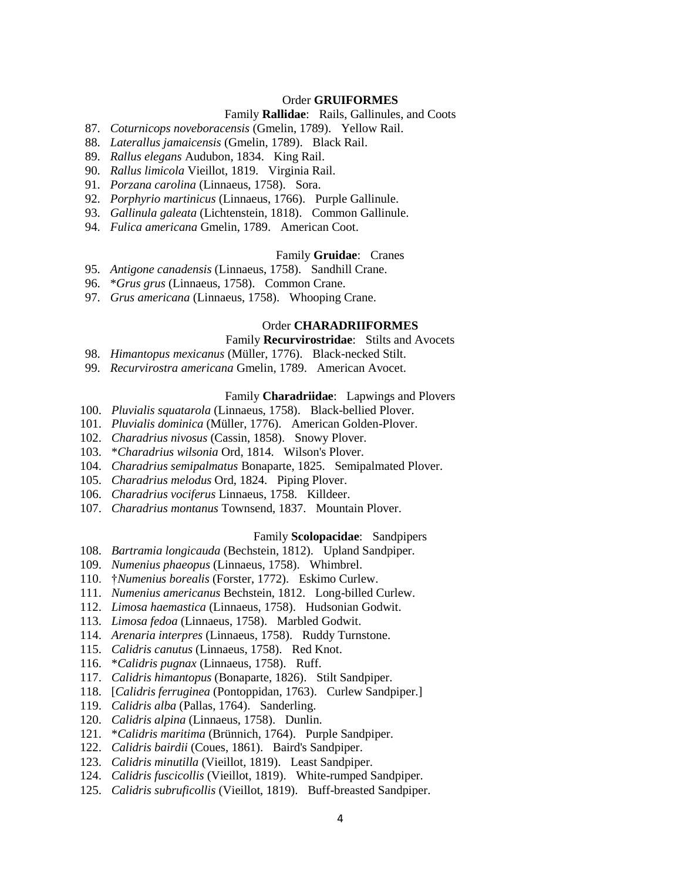Order **GRUIFORMES**

Family **Rallidae**: Rails, Gallinules, and Coots

87. *Coturnicops noveboracensis* (Gmelin, 1789). Yellow Rail.
88. *Laterallus jamaicensis* (Gmelin, 1789). Black Rail.
89. *Rallus elegans* Audubon, 1834. King Rail.
90. *Rallus limicola* Vieillot, 1819. Virginia Rail.
91. *Porzana carolina* (Linnaeus, 1758). Sora.
92. *Porphyrio martinicus* (Linnaeus, 1766). Purple Gallinule.
93. *Gallinula galeata* (Lichtenstein, 1818). Common Gallinule.
94. *Fulica americana* Gmelin, 1789. American Coot.

Family **Gruidae**: Cranes

95. *Antigone canadensis* (Linnaeus, 1758). Sandhill Crane.
96. **Grus grus* (Linnaeus, 1758). Common Crane.
97. *Grus americana* (Linnaeus, 1758). Whooping Crane.

Order **CHARADRIIFORMES**

Family **Recurvirostridae**: Stilts and Avocets

98. *Himantopus mexicanus* (Müller, 1776). Black-necked Stilt.
99. *Recurvirostra americana* Gmelin, 1789. American Avocet.

Family **Charadriidae**: Lapwings and Plovers

100. *Pluvialis squatarola* (Linnaeus, 1758). Black-bellied Plover.
101. *Pluvialis dominica* (Müller, 1776). American Golden-Plover.
102. *Charadrius nivosus* (Cassin, 1858). Snowy Plover.
103. **Charadrius wilsonia* Ord, 1814. Wilson's Plover.
104. *Charadrius semipalmatus* Bonaparte, 1825. Semipalmated Plover.
105. *Charadrius melodus* Ord, 1824. Piping Plover.
106. *Charadrius vociferus* Linnaeus, 1758. Killdeer.
107. *Charadrius montanus* Townsend, 1837. Mountain Plover.

Family **Scolopacidae**: Sandpipers

108. *Bartramia longicauda* (Bechstein, 1812). Upland Sandpiper.
109. *Numenius phaeopus* (Linnaeus, 1758). Whimbrel.
110. †*Numenius borealis* (Forster, 1772). Eskimo Curlew.
111. *Numenius americanus* Bechstein, 1812. Long-billed Curlew.
112. *Limosa haemastica* (Linnaeus, 1758). Hudsonian Godwit.
113. *Limosa fedoa* (Linnaeus, 1758). Marbled Godwit.
114. *Arenaria interpres* (Linnaeus, 1758). Ruddy Turnstone.
115. *Calidris canutus* (Linnaeus, 1758). Red Knot.
116. **Calidris pugnax* (Linnaeus, 1758). Ruff.
117. *Calidris himantopus* (Bonaparte, 1826). Stilt Sandpiper.
118. [*Calidris ferruginea* (Pontoppidan, 1763). Curlew Sandpiper.]
119. *Calidris alba* (Pallas, 1764). Sanderling.
120. *Calidris alpina* (Linnaeus, 1758). Dunlin.
121. **Calidris maritima* (Brünnich, 1764). Purple Sandpiper.
122. *Calidris bairdii* (Coues, 1861). Baird's Sandpiper.
123. *Calidris minutilla* (Vieillot, 1819). Least Sandpiper.
124. *Calidris fuscicollis* (Vieillot, 1819). White-rumped Sandpiper.
125. *Calidris subruficollis* (Vieillot, 1819). Buff-breasted Sandpiper.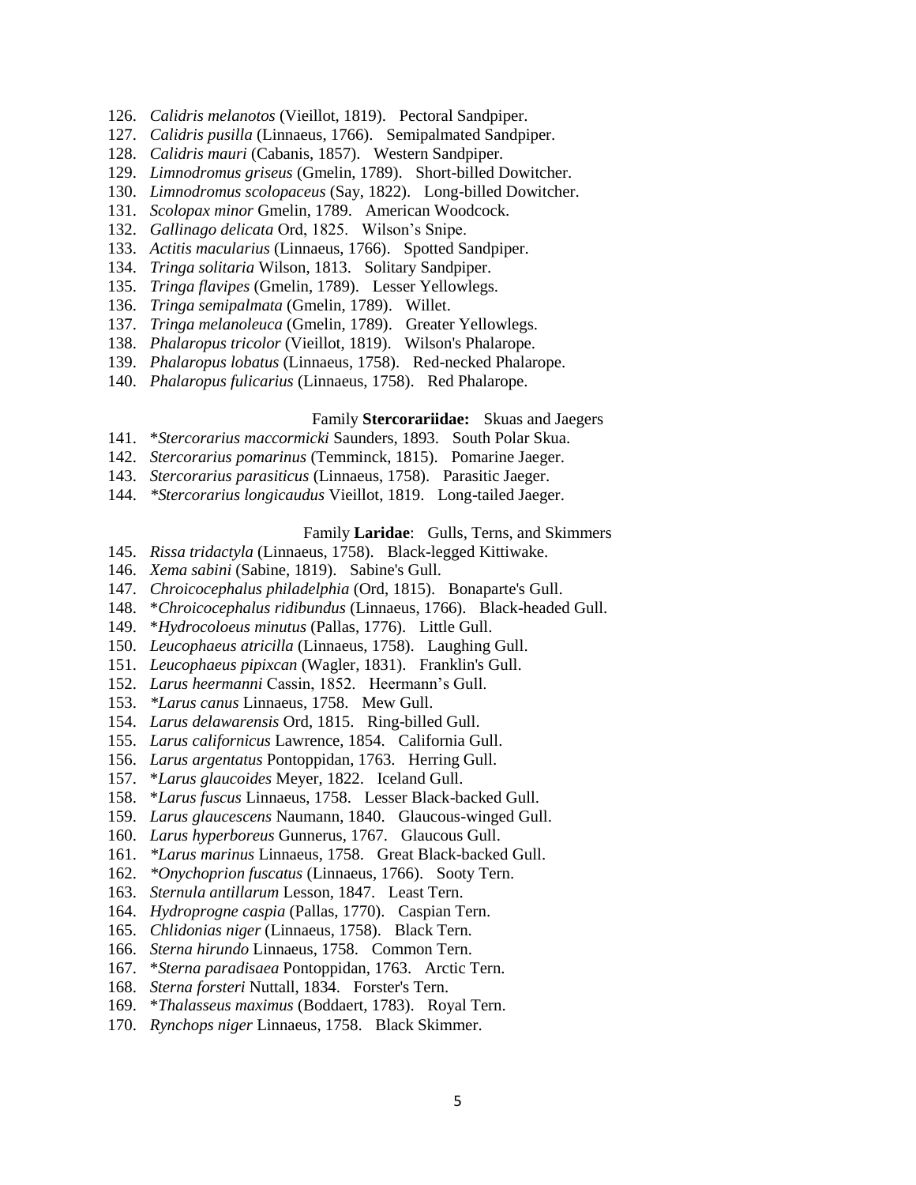126. *Calidris melanotos* (Vieillot, 1819). Pectoral Sandpiper.
127. *Calidris pusilla* (Linnaeus, 1766). Semipalmated Sandpiper.
128. *Calidris mauri* (Cabanis, 1857). Western Sandpiper.
129. *Limnodromus griseus* (Gmelin, 1789). Short-billed Dowitcher.
130. *Limnodromus scolopaceus* (Say, 1822). Long-billed Dowitcher.
131. *Scolopax minor* Gmelin, 1789. American Woodcock.
132. *Gallinago delicata* Ord, 1825. Wilson's Snipe.
133. *Actitis macularius* (Linnaeus, 1766). Spotted Sandpiper.
134. *Tringa solitaria* Wilson, 1813. Solitary Sandpiper.
135. *Tringa flavipes* (Gmelin, 1789). Lesser Yellowlegs.
136. *Tringa semipalmata* (Gmelin, 1789). Willet.
137. *Tringa melanoleuca* (Gmelin, 1789). Greater Yellowlegs.
138. *Phalaropus tricolor* (Vieillot, 1819). Wilson's Phalarope.
139. *Phalaropus lobatus* (Linnaeus, 1758). Red-necked Phalarope.
140. *Phalaropus fulicarius* (Linnaeus, 1758). Red Phalarope.

Family **Stercorariidae:** Skuas and Jaegers

141. \**Stercorarius maccormicki* Saunders, 1893. South Polar Skua.
142. *Stercorarius pomarinus* (Temminck, 1815). Pomarine Jaeger.
143. *Stercorarius parasiticus* (Linnaeus, 1758). Parasitic Jaeger.
144. \**Stercorarius longicaudus* Vieillot, 1819. Long-tailed Jaeger.

Family **Laridae**: Gulls, Terns, and Skimmers

145. *Rissa tridactyla* (Linnaeus, 1758). Black-legged Kittiwake.
146. *Xema sabini* (Sabine, 1819). Sabine's Gull.
147. *Chroicocephalus philadelphia* (Ord, 1815). Bonaparte's Gull.
148. \**Chroicocephalus ridibundus* (Linnaeus, 1766). Black-headed Gull.
149. \**Hydrocoloeus minutus* (Pallas, 1776). Little Gull.
150. *Leucophaeus atricilla* (Linnaeus, 1758). Laughing Gull.
151. *Leucophaeus pipixcan* (Wagler, 1831). Franklin's Gull.
152. *Larus heermanni* Cassin, 1852. Heermann's Gull.
153. \**Larus canus* Linnaeus, 1758. Mew Gull.
154. *Larus delawarensis* Ord, 1815. Ring-billed Gull.
155. *Larus californicus* Lawrence, 1854. California Gull.
156. *Larus argentatus* Pontoppidan, 1763. Herring Gull.
157. \**Larus glaucoides* Meyer, 1822. Iceland Gull.
158. \**Larus fuscus* Linnaeus, 1758. Lesser Black-backed Gull.
159. *Larus glaucescens* Naumann, 1840. Glaucous-winged Gull.
160. *Larus hyperboreus* Gunnerus, 1767. Glaucous Gull.
161. \**Larus marinus* Linnaeus, 1758. Great Black-backed Gull.
162. \**Onychoprion fuscatus* (Linnaeus, 1766). Sooty Tern.
163. *Sternula antillarum* Lesson, 1847. Least Tern.
164. *Hydroprogne caspia* (Pallas, 1770). Caspian Tern.
165. *Chlidonias niger* (Linnaeus, 1758). Black Tern.
166. *Sterna hirundo* Linnaeus, 1758. Common Tern.
167. \**Sterna paradisaea* Pontoppidan, 1763. Arctic Tern.
168. *Sterna forsteri* Nuttall, 1834. Forster's Tern.
169. \**Thalasseus maximus* (Boddaert, 1783). Royal Tern.
170. *Rynchops niger* Linnaeus, 1758. Black Skimmer.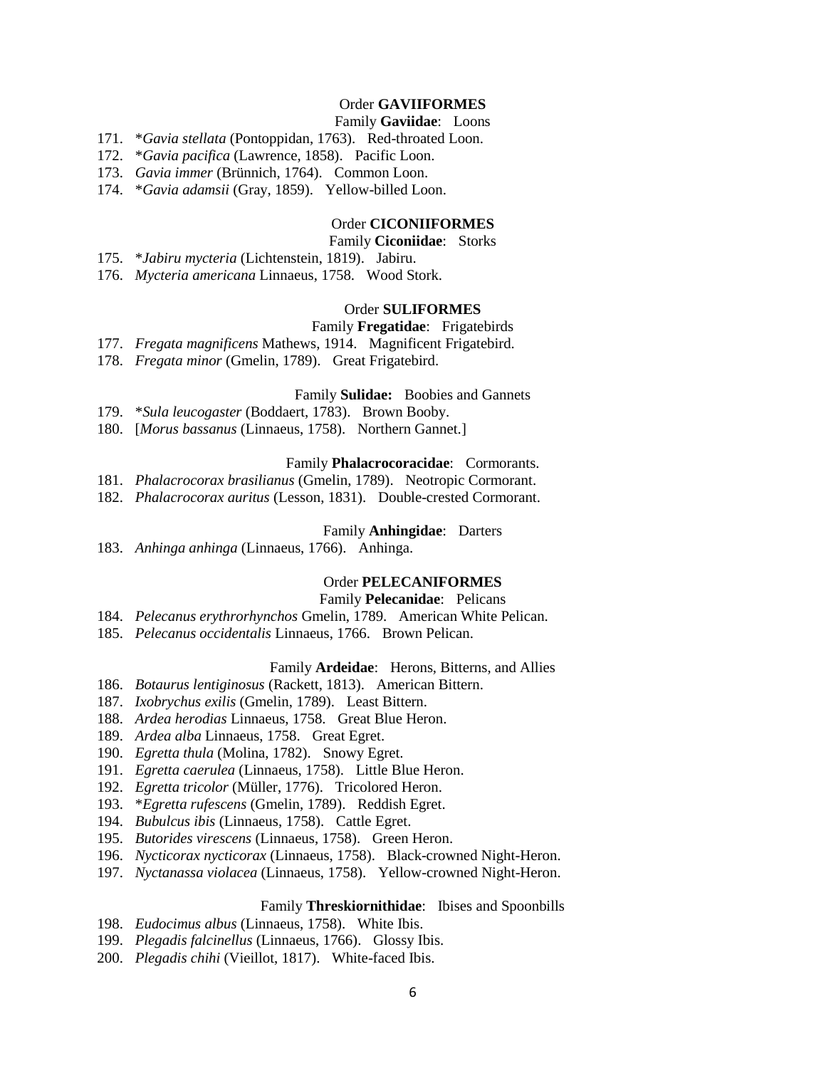Order **GAVIIFORMES**

Family **Gaviidae**: Loons

171. **Gavia stellata* (Pontoppidan, 1763). Red-throated Loon.
172. **Gavia pacifica* (Lawrence, 1858). Pacific Loon.
173. *Gavia immer* (Brünnich, 1764). Common Loon.
174. **Gavia adamsii* (Gray, 1859). Yellow-billed Loon.

Order **CICONIIFORMES**

Family **Ciconiidae**: Storks

175. **Jabiru mycteria* (Lichtenstein, 1819). Jabiru.
176. *Mycteria americana* Linnaeus, 1758. Wood Stork.

Order **SULIFORMES**

Family **Fregatidae**: Frigatebirds

177. *Fregata magnificens* Mathews, 1914. Magnificent Frigatebird.
178. *Fregata minor* (Gmelin, 1789). Great Frigatebird.

Family **Sulidae:** Boobies and Gannets

179. **Sula leucogaster* (Boddaert, 1783). Brown Booby.
180. [*Morus bassanus* (Linnaeus, 1758). Northern Gannet.]

Family **Phalacrocoracidae**: Cormorants.

181. *Phalacrocorax brasilianus* (Gmelin, 1789). Neotropic Cormorant.
182. *Phalacrocorax auritus* (Lesson, 1831). Double-crested Cormorant.

Family **Anhingidae**: Darters

183. *Anhinga anhinga* (Linnaeus, 1766). Anhinga.

Order **PELECANIFORMES**

Family **Pelecanidae**: Pelicans

184. *Pelecanus erythrorhynchos* Gmelin, 1789. American White Pelican.
185. *Pelecanus occidentalis* Linnaeus, 1766. Brown Pelican.

Family **Ardeidae**: Herons, Bitterns, and Allies

186. *Botaurus lentiginosus* (Rackett, 1813). American Bittern.
187. *Ixobrychus exilis* (Gmelin, 1789). Least Bittern.
188. *Ardea herodias* Linnaeus, 1758. Great Blue Heron.
189. *Ardea alba* Linnaeus, 1758. Great Egret.
190. *Egretta thula* (Molina, 1782). Snowy Egret.
191. *Egretta caerulea* (Linnaeus, 1758). Little Blue Heron.
192. *Egretta tricolor* (Müller, 1776). Tricolored Heron.
193. **Egretta rufescens* (Gmelin, 1789). Reddish Egret.
194. *Bubulcus ibis* (Linnaeus, 1758). Cattle Egret.
195. *Butorides virescens* (Linnaeus, 1758). Green Heron.
196. *Nycticorax nycticorax* (Linnaeus, 1758). Black-crowned Night-Heron.
197. *Nyctanassa violacea* (Linnaeus, 1758). Yellow-crowned Night-Heron.

Family **Threskiornithidae**: Ibises and Spoonbills

198. *Eudocimus albus* (Linnaeus, 1758). White Ibis.
199. *Plegadis falcinellus* (Linnaeus, 1766). Glossy Ibis.
200. *Plegadis chihi* (Vieillot, 1817). White-faced Ibis.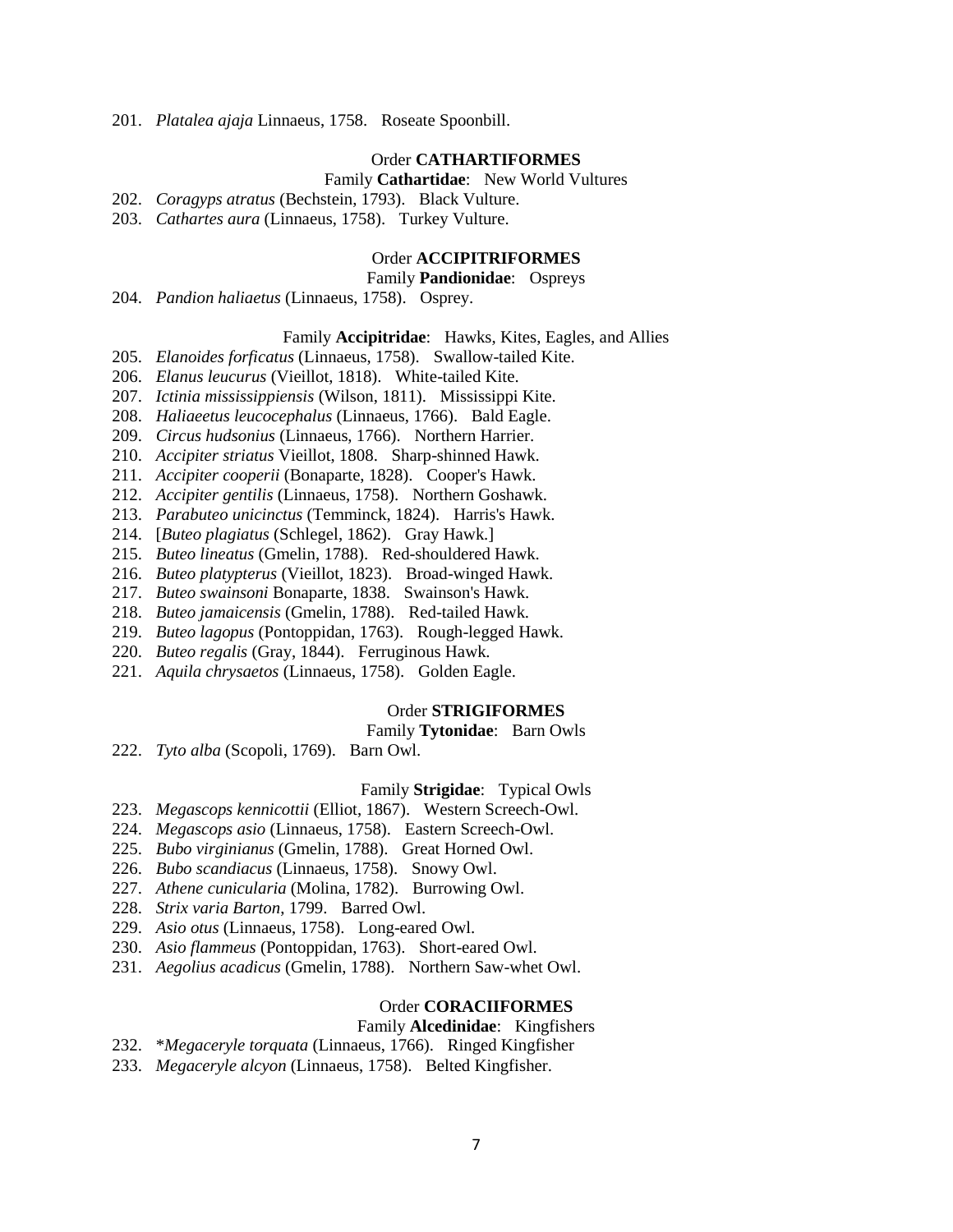201. *Platalea ajaja* Linnaeus, 1758. Roseate Spoonbill.

Order **CATHARTIFORMES**

Family **Cathartidae**: New World Vultures

202. *Coragyps atratus* (Bechstein, 1793). Black Vulture.
203. *Cathartes aura* (Linnaeus, 1758). Turkey Vulture.

Order **ACCIPITRIFORMES**

Family **Pandionidae**: Ospreys

204. *Pandion haliaetus* (Linnaeus, 1758). Osprey.

Family **Accipitridae**: Hawks, Kites, Eagles, and Allies

205. *Elanoides forficatus* (Linnaeus, 1758). Swallow-tailed Kite.
206. *Elanus leucurus* (Vieillot, 1818). White-tailed Kite.
207. *Ictinia mississippiensis* (Wilson, 1811). Mississippi Kite.
208. *Haliaeetus leucocephalus* (Linnaeus, 1766). Bald Eagle.
209. *Circus hudsonius* (Linnaeus, 1766). Northern Harrier.
210. *Accipiter striatus* Vieillot, 1808. Sharp-shinned Hawk.
211. *Accipiter cooperii* (Bonaparte, 1828). Cooper's Hawk.
212. *Accipiter gentilis* (Linnaeus, 1758). Northern Goshawk.
213. *Parabuteo unicinctus* (Temminck, 1824). Harris's Hawk.
214. [*Buteo plagiatus* (Schlegel, 1862). Gray Hawk.]
215. *Buteo lineatus* (Gmelin, 1788). Red-shouldered Hawk.
216. *Buteo platypterus* (Vieillot, 1823). Broad-winged Hawk.
217. *Buteo swainsoni* Bonaparte, 1838. Swainson's Hawk.
218. *Buteo jamaicensis* (Gmelin, 1788). Red-tailed Hawk.
219. *Buteo lagopus* (Pontoppidan, 1763). Rough-legged Hawk.
220. *Buteo regalis* (Gray, 1844). Ferruginous Hawk.
221. *Aquila chrysaetos* (Linnaeus, 1758). Golden Eagle.

Order **STRIGIFORMES**

Family **Tytonidae**: Barn Owls

222. *Tyto alba* (Scopoli, 1769). Barn Owl.

Family **Strigidae**: Typical Owls

223. *Megascops kennicottii* (Elliot, 1867). Western Screech-Owl.
224. *Megascops asio* (Linnaeus, 1758). Eastern Screech-Owl.
225. *Bubo virginianus* (Gmelin, 1788). Great Horned Owl.
226. *Bubo scandiacus* (Linnaeus, 1758). Snowy Owl.
227. *Athene cunicularia* (Molina, 1782). Burrowing Owl.
228. *Strix varia Barton*, 1799. Barred Owl.
229. *Asio otus* (Linnaeus, 1758). Long-eared Owl.
230. *Asio flammeus* (Pontoppidan, 1763). Short-eared Owl.
231. *Aegolius acadicus* (Gmelin, 1788). Northern Saw-whet Owl.

Order **CORACIIFORMES**

Family **Alcedinidae**: Kingfishers

232. \**Megaceryle torquata* (Linnaeus, 1766). Ringed Kingfisher
233. *Megaceryle alcyon* (Linnaeus, 1758). Belted Kingfisher.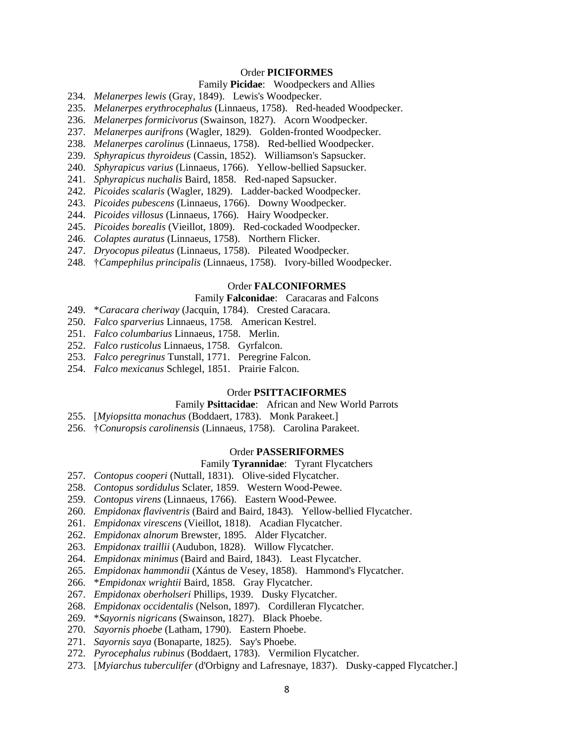Order **PICIFORMES**

Family **Picidae**: Woodpeckers and Allies

234. *Melanerpes lewis* (Gray, 1849). Lewis's Woodpecker.
235. *Melanerpes erythrocephalus* (Linnaeus, 1758). Red-headed Woodpecker.
236. *Melanerpes formicivorus* (Swainson, 1827). Acorn Woodpecker.
237. *Melanerpes aurifrons* (Wagler, 1829). Golden-fronted Woodpecker.
238. *Melanerpes carolinus* (Linnaeus, 1758). Red-bellied Woodpecker.
239. *Sphyrapicus thyroideus* (Cassin, 1852). Williamson's Sapsucker.
240. *Sphyrapicus varius* (Linnaeus, 1766). Yellow-bellied Sapsucker.
241. *Sphyrapicus nuchalis* Baird, 1858. Red-naped Sapsucker.
242. *Picoides scalaris* (Wagler, 1829). Ladder-backed Woodpecker.
243. *Picoides pubescens* (Linnaeus, 1766). Downy Woodpecker.
244. *Picoides villosus* (Linnaeus, 1766). Hairy Woodpecker.
245. *Picoides borealis* (Vieillot, 1809). Red-cockaded Woodpecker.
246. *Colaptes auratus* (Linnaeus, 1758). Northern Flicker.
247. *Dryocopus pileatus* (Linnaeus, 1758). Pileated Woodpecker.
248. †*Campephilus principalis* (Linnaeus, 1758). Ivory-billed Woodpecker.

Order **FALCONIFORMES**

Family **Falconidae**: Caracaras and Falcons

249. *Caracara cheriway* (Jacquin, 1784). Crested Caracara.
250. *Falco sparverius* Linnaeus, 1758. American Kestrel.
251. *Falco columbarius* Linnaeus, 1758. Merlin.
252. *Falco rusticolus* Linnaeus, 1758. Gyrfalcon.
253. *Falco peregrinus* Tunstall, 1771. Peregrine Falcon.
254. *Falco mexicanus* Schlegel, 1851. Prairie Falcon.

Order **PSITTACIFORMES**

Family **Psittacidae**: African and New World Parrots

255. [*Myiopsitta monachus* (Boddaert, 1783). Monk Parakeet.]
256. †*Conuropsis carolinensis* (Linnaeus, 1758). Carolina Parakeet.

Order **PASSERIFORMES**

Family **Tyrannidae**: Tyrant Flycatchers

257. *Contopus cooperi* (Nuttall, 1831). Olive-sided Flycatcher.
258. *Contopus sordidulus* Sclater, 1859. Western Wood-Pewee.
259. *Contopus virens* (Linnaeus, 1766). Eastern Wood-Pewee.
260. *Empidonax flaviventris* (Baird and Baird, 1843). Yellow-bellied Flycatcher.
261. *Empidonax virescens* (Vieillot, 1818). Acadian Flycatcher.
262. *Empidonax alnorum* Brewster, 1895. Alder Flycatcher.
263. *Empidonax traillii* (Audubon, 1828). Willow Flycatcher.
264. *Empidonax minimus* (Baird and Baird, 1843). Least Flycatcher.
265. *Empidonax hammondii* (Xántus de Vesey, 1858). Hammond's Flycatcher.
266. *Empidonax wrightii* Baird, 1858. Gray Flycatcher.
267. *Empidonax oberholseri* Phillips, 1939. Dusky Flycatcher.
268. *Empidonax occidentalis* (Nelson, 1897). Cordilleran Flycatcher.
269. *Sayornis nigricans* (Swainson, 1827). Black Phoebe.
270. *Sayornis phoebe* (Latham, 1790). Eastern Phoebe.
271. *Sayornis saya* (Bonaparte, 1825). Say's Phoebe.
272. *Pyrocephalus rubinus* (Boddaert, 1783). Vermilion Flycatcher.
273. [*Myiarchus tuberculifer* (d'Orbigny and Lafresnaye, 1837). Dusky-capped Flycatcher.]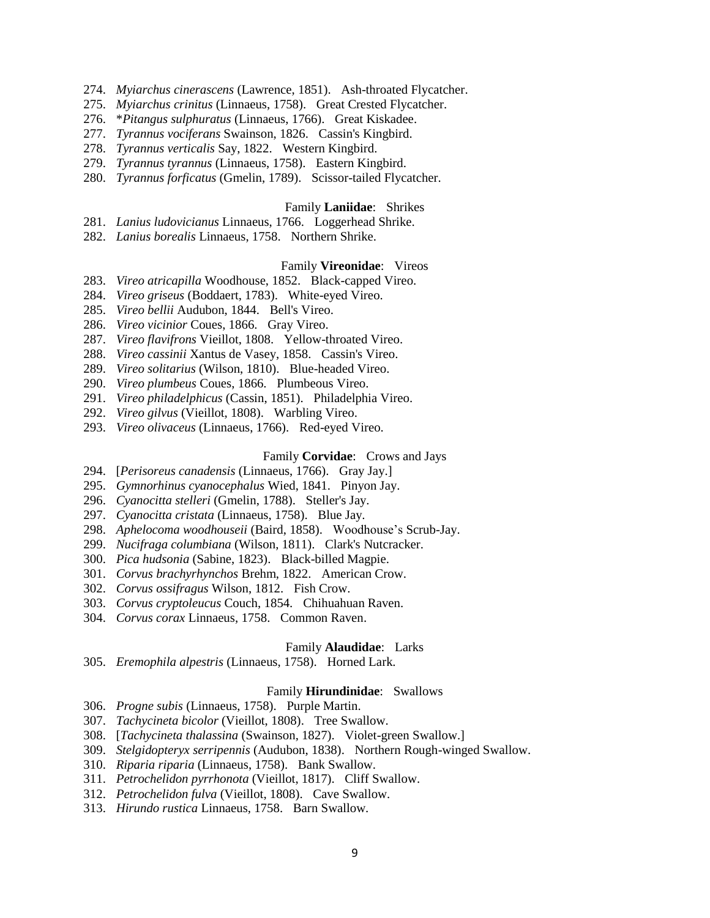274. *Myiarchus cinerascens* (Lawrence, 1851). Ash-throated Flycatcher.
275. *Myiarchus crinitus* (Linnaeus, 1758). Great Crested Flycatcher.
276. **Pitangus sulphuratus* (Linnaeus, 1766). Great Kiskadee.
277. *Tyrannus vociferans* Swainson, 1826. Cassin's Kingbird.
278. *Tyrannus verticalis* Say, 1822. Western Kingbird.
279. *Tyrannus tyrannus* (Linnaeus, 1758). Eastern Kingbird.
280. *Tyrannus forficatus* (Gmelin, 1789). Scissor-tailed Flycatcher.

Family **Laniidae**: Shrikes

281. *Lanius ludovicianus* Linnaeus, 1766. Loggerhead Shrike.
282. *Lanius borealis* Linnaeus, 1758. Northern Shrike.

Family **Vireonidae**: Vireos

283. *Vireo atricapilla* Woodhouse, 1852. Black-capped Vireo.
284. *Vireo griseus* (Boddaert, 1783). White-eyed Vireo.
285. *Vireo bellii* Audubon, 1844. Bell's Vireo.
286. *Vireo vicinior* Coues, 1866. Gray Vireo.
287. *Vireo flavifrons* Vieillot, 1808. Yellow-throated Vireo.
288. *Vireo cassinii* Xantus de Vasey, 1858. Cassin's Vireo.
289. *Vireo solitarius* (Wilson, 1810). Blue-headed Vireo.
290. *Vireo plumbeus* Coues, 1866. Plumbeous Vireo.
291. *Vireo philadelphicus* (Cassin, 1851). Philadelphia Vireo.
292. *Vireo gilvus* (Vieillot, 1808). Warbling Vireo.
293. *Vireo olivaceus* (Linnaeus, 1766). Red-eyed Vireo.

Family **Corvidae**: Crows and Jays

294. [*Perisoreus canadensis* (Linnaeus, 1766). Gray Jay.]
295. *Gymnorhinus cyanocephalus* Wied, 1841. Pinyon Jay.
296. *Cyanocitta stelleri* (Gmelin, 1788). Steller's Jay.
297. *Cyanocitta cristata* (Linnaeus, 1758). Blue Jay.
298. *Aphelocoma woodhouseii* (Baird, 1858). Woodhouse's Scrub-Jay.
299. *Nucifraga columbiana* (Wilson, 1811). Clark's Nutcracker.
300. *Pica hudsonia* (Sabine, 1823). Black-billed Magpie.
301. *Corvus brachyrhynchos* Brehm, 1822. American Crow.
302. *Corvus ossifragus* Wilson, 1812. Fish Crow.
303. *Corvus cryptoleucus* Couch, 1854. Chihuahuan Raven.
304. *Corvus corax* Linnaeus, 1758. Common Raven.

Family **Alaudidae**: Larks

305. *Eremophila alpestris* (Linnaeus, 1758). Horned Lark.

Family **Hirundinidae**: Swallows

306. *Progne subis* (Linnaeus, 1758). Purple Martin.
307. *Tachycineta bicolor* (Vieillot, 1808). Tree Swallow.
308. [*Tachycineta thalassina* (Swainson, 1827). Violet-green Swallow.]
309. *Stelgidopteryx serripennis* (Audubon, 1838). Northern Rough-winged Swallow.
310. *Riparia riparia* (Linnaeus, 1758). Bank Swallow.
311. *Petrochelidon pyrrhonota* (Vieillot, 1817). Cliff Swallow.
312. *Petrochelidon fulva* (Vieillot, 1808). Cave Swallow.
313. *Hirundo rustica* Linnaeus, 1758. Barn Swallow.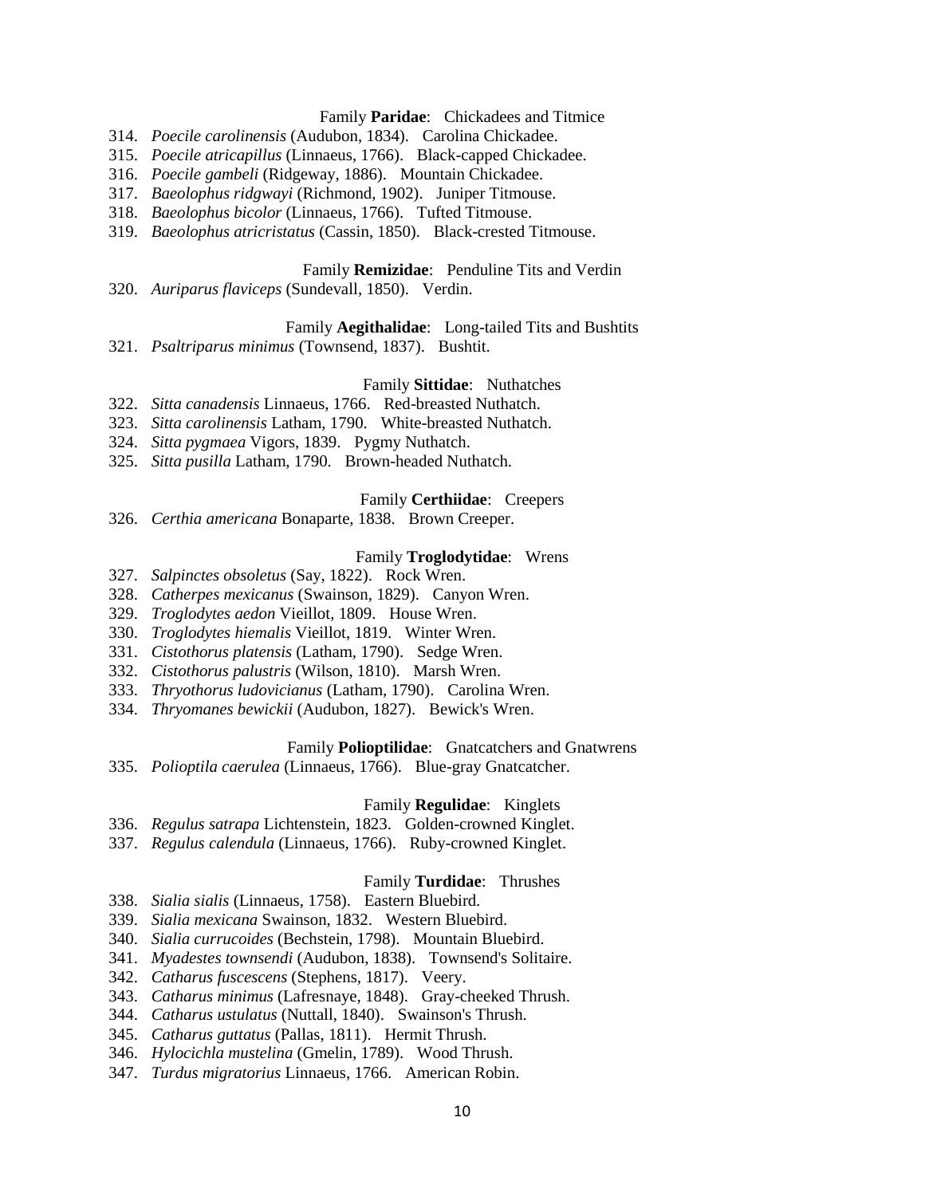Family **Paridae**: Chickadees and Titmice

314. *Poecile carolinensis* (Audubon, 1834). Carolina Chickadee.
315. *Poecile atricapillus* (Linnaeus, 1766). Black-capped Chickadee.
316. *Poecile gambeli* (Ridgeway, 1886). Mountain Chickadee.
317. *Baeolophus ridgwayi* (Richmond, 1902). Juniper Titmouse.
318. *Baeolophus bicolor* (Linnaeus, 1766). Tufted Titmouse.
319. *Baeolophus atricristatus* (Cassin, 1850). Black-crested Titmouse.

Family **Remizidae**: Penduline Tits and Verdin

320. *Auriparus flaviceps* (Sundevall, 1850). Verdin.

Family **Aegithalidae**: Long-tailed Tits and Bushtits

321. *Psaltriparus minimus* (Townsend, 1837). Bushtit.

Family **Sittidae**: Nuthatches

322. *Sitta canadensis* Linnaeus, 1766. Red-breasted Nuthatch.
323. *Sitta carolinensis* Latham, 1790. White-breasted Nuthatch.
324. *Sitta pygmaea* Vigors, 1839. Pygmy Nuthatch.
325. *Sitta pusilla* Latham, 1790. Brown-headed Nuthatch.

Family **Certhiidae**: Creepers

326. *Certhia americana* Bonaparte, 1838. Brown Creeper.

Family **Troglodytidae**: Wrens

327. *Salpinctes obsoletus* (Say, 1822). Rock Wren.
328. *Catherpes mexicanus* (Swainson, 1829). Canyon Wren.
329. *Troglodytes aedon* Vieillot, 1809. House Wren.
330. *Troglodytes hiemalis* Vieillot, 1819. Winter Wren.
331. *Cistothorus platensis* (Latham, 1790). Sedge Wren.
332. *Cistothorus palustris* (Wilson, 1810). Marsh Wren.
333. *Thryothorus ludovicianus* (Latham, 1790). Carolina Wren.
334. *Thryomanes bewickii* (Audubon, 1827). Bewick's Wren.

Family **Polioptilidae**: Gnatcatchers and Gnatwrens

335. *Polioptila caerulea* (Linnaeus, 1766). Blue-gray Gnatcatcher.

Family **Regulidae**: Kinglets

336. *Regulus satrapa* Lichtenstein, 1823. Golden-crowned Kinglet.
337. *Regulus calendula* (Linnaeus, 1766). Ruby-crowned Kinglet.

Family **Turdidae**: Thrushes

338. *Sialia sialis* (Linnaeus, 1758). Eastern Bluebird.
339. *Sialia mexicana* Swainson, 1832. Western Bluebird.
340. *Sialia currucoides* (Bechstein, 1798). Mountain Bluebird.
341. *Myadestes townsendi* (Audubon, 1838). Townsend's Solitaire.
342. *Catharus fuscescens* (Stephens, 1817). Veery.
343. *Catharus minimus* (Lafresnaye, 1848). Gray-cheeked Thrush.
344. *Catharus ustulatus* (Nuttall, 1840). Swainson's Thrush.
345. *Catharus guttatus* (Pallas, 1811). Hermit Thrush.
346. *Hylocichla mustelina* (Gmelin, 1789). Wood Thrush.
347. *Turdus migratorius* Linnaeus, 1766. American Robin.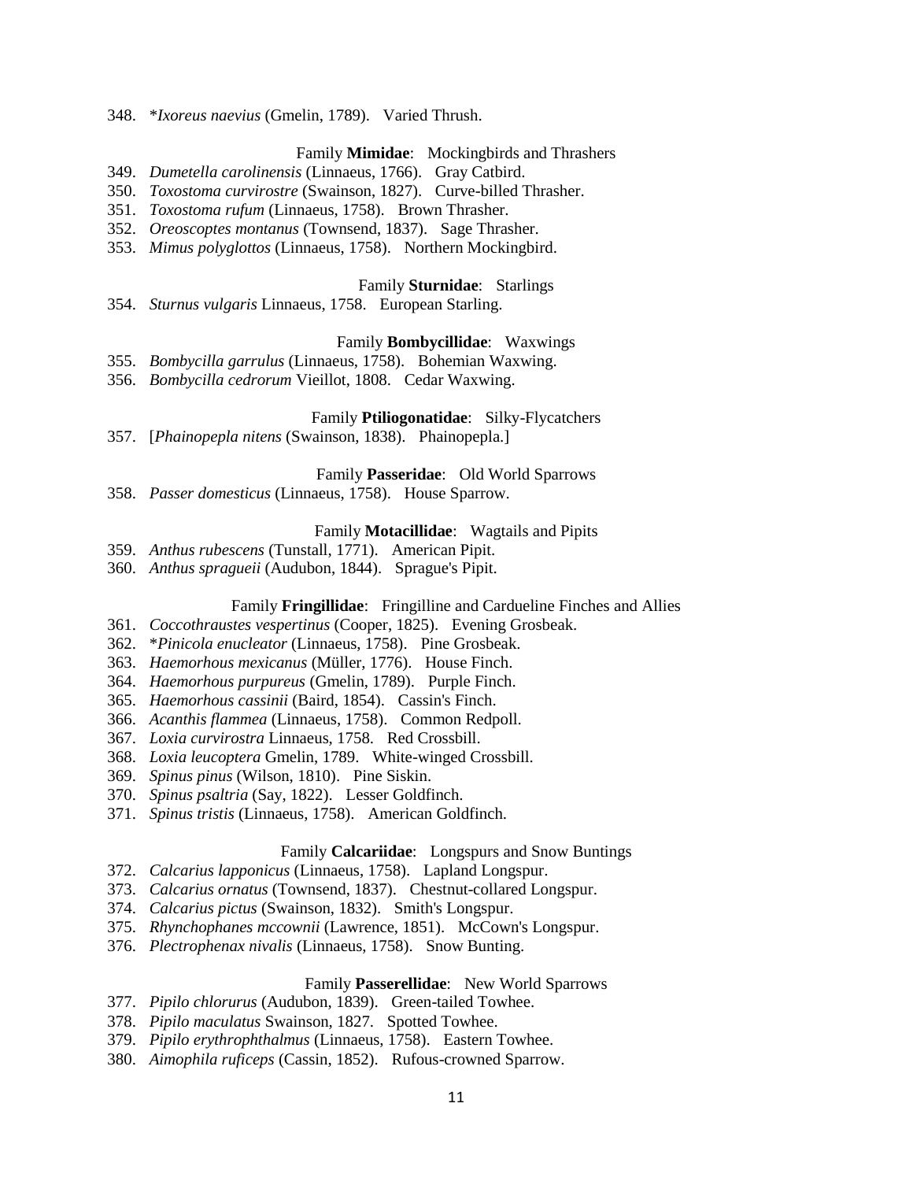348. \**Ixoreus naevius* (Gmelin, 1789). Varied Thrush.

Family **Mimidae**: Mockingbirds and Thrashers

349. *Dumetella carolinensis* (Linnaeus, 1766). Gray Catbird.
350. *Toxostoma curvirostre* (Swainson, 1827). Curve-billed Thrasher.
351. *Toxostoma rufum* (Linnaeus, 1758). Brown Thrasher.
352. *Oreoscoptes montanus* (Townsend, 1837). Sage Thrasher.
353. *Mimus polyglottos* (Linnaeus, 1758). Northern Mockingbird.

Family **Sturnidae**: Starlings

354. *Sturnus vulgaris* Linnaeus, 1758. European Starling.

Family **Bombycillidae**: Waxwings

355. *Bombycilla garrulus* (Linnaeus, 1758). Bohemian Waxwing.
356. *Bombycilla cedrorum* Vieillot, 1808. Cedar Waxwing.

Family **Ptiliogonatidae**: Silky-Flycatchers

357. [*Phainopepla nitens* (Swainson, 1838). Phainopepla.]

Family **Passeridae**: Old World Sparrows

358. *Passer domesticus* (Linnaeus, 1758). House Sparrow.

Family **Motacillidae**: Wagtails and Pipits

359. *Anthus rubescens* (Tunstall, 1771). American Pipit.
360. *Anthus spragueii* (Audubon, 1844). Sprague's Pipit.

Family **Fringillidae**: Fringilline and Cardueline Finches and Allies

361. *Coccothraustes vespertinus* (Cooper, 1825). Evening Grosbeak.
362. \**Pinicola enucleator* (Linnaeus, 1758). Pine Grosbeak.
363. *Haemorhous mexicanus* (Müller, 1776). House Finch.
364. *Haemorhous purpureus* (Gmelin, 1789). Purple Finch.
365. *Haemorhous cassinii* (Baird, 1854). Cassin's Finch.
366. *Acanthis flammea* (Linnaeus, 1758). Common Redpoll.
367. *Loxia curvirostra* Linnaeus, 1758. Red Crossbill.
368. *Loxia leucoptera* Gmelin, 1789. White-winged Crossbill.
369. *Spinus pinus* (Wilson, 1810). Pine Siskin.
370. *Spinus psaltria* (Say, 1822). Lesser Goldfinch.
371. *Spinus tristis* (Linnaeus, 1758). American Goldfinch.

Family **Calcariidae**: Longspurs and Snow Buntings

372. *Calcarius lapponicus* (Linnaeus, 1758). Lapland Longspur.
373. *Calcarius ornatus* (Townsend, 1837). Chestnut-collared Longspur.
374. *Calcarius pictus* (Swainson, 1832). Smith's Longspur.
375. *Rhynchophanes mccownii* (Lawrence, 1851). McCown's Longspur.
376. *Plectrophenax nivalis* (Linnaeus, 1758). Snow Bunting.

Family **Passerellidae**: New World Sparrows

377. *Pipilo chlorurus* (Audubon, 1839). Green-tailed Towhee.
378. *Pipilo maculatus* Swainson, 1827. Spotted Towhee.
379. *Pipilo erythrophthalmus* (Linnaeus, 1758). Eastern Towhee.
380. *Aimophila ruficeps* (Cassin, 1852). Rufous-crowned Sparrow.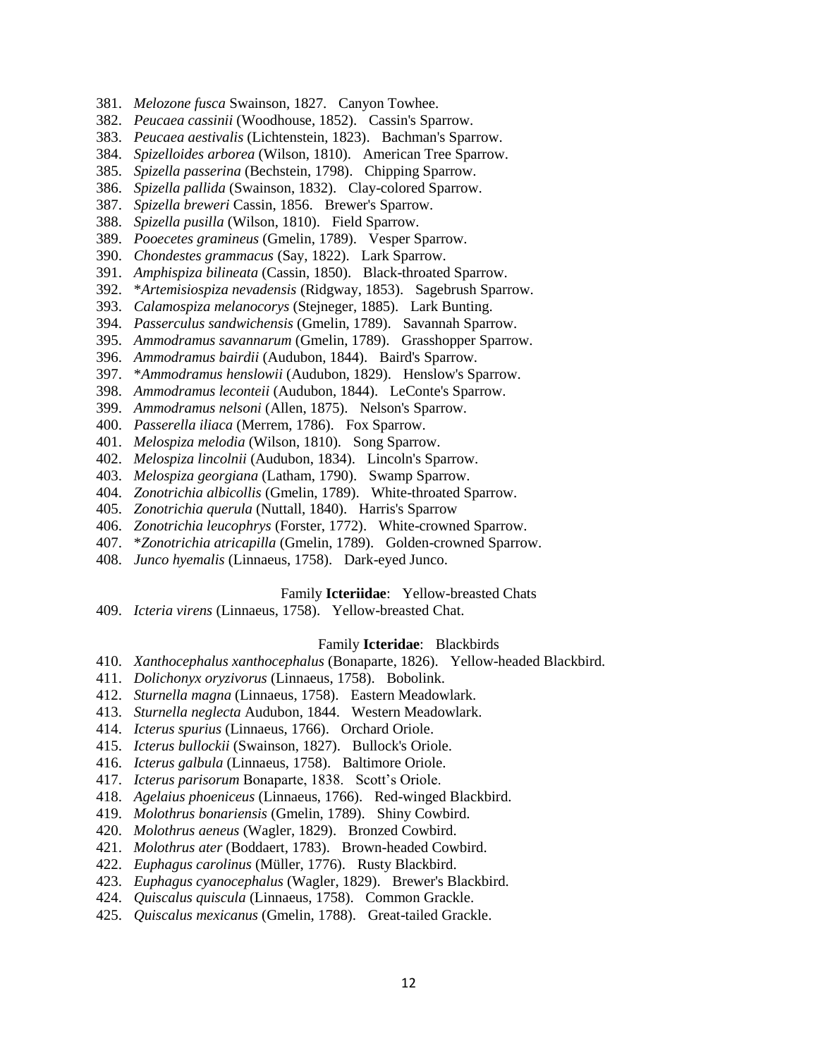381. *Melozone fusca* Swainson, 1827. Canyon Towhee.
382. *Peucaea cassinii* (Woodhouse, 1852). Cassin's Sparrow.
383. *Peucaea aestivalis* (Lichtenstein, 1823). Bachman's Sparrow.
384. *Spizelloides arborea* (Wilson, 1810). American Tree Sparrow.
385. *Spizella passerina* (Bechstein, 1798). Chipping Sparrow.
386. *Spizella pallida* (Swainson, 1832). Clay-colored Sparrow.
387. *Spizella breweri* Cassin, 1856. Brewer's Sparrow.
388. *Spizella pusilla* (Wilson, 1810). Field Sparrow.
389. *Pooecetes gramineus* (Gmelin, 1789). Vesper Sparrow.
390. *Chondestes grammacus* (Say, 1822). Lark Sparrow.
391. *Amphispiza bilineata* (Cassin, 1850). Black-throated Sparrow.
392. **Artemisiospiza nevadensis* (Ridgway, 1853). Sagebrush Sparrow.
393. *Calamospiza melanocorys* (Stejneger, 1885). Lark Bunting.
394. *Passerculus sandwichensis* (Gmelin, 1789). Savannah Sparrow.
395. *Ammodramus savannarum* (Gmelin, 1789). Grasshopper Sparrow.
396. *Ammodramus bairdii* (Audubon, 1844). Baird's Sparrow.
397. **Ammodramus henslowii* (Audubon, 1829). Henslow's Sparrow.
398. *Ammodramus leconteii* (Audubon, 1844). LeConte's Sparrow.
399. *Ammodramus nelsoni* (Allen, 1875). Nelson's Sparrow.
400. *Passerella iliaca* (Merrem, 1786). Fox Sparrow.
401. *Melospiza melodia* (Wilson, 1810). Song Sparrow.
402. *Melospiza lincolnii* (Audubon, 1834). Lincoln's Sparrow.
403. *Melospiza georgiana* (Latham, 1790). Swamp Sparrow.
404. *Zonotrichia albicollis* (Gmelin, 1789). White-throated Sparrow.
405. *Zonotrichia querula* (Nuttall, 1840). Harris's Sparrow
406. *Zonotrichia leucophrys* (Forster, 1772). White-crowned Sparrow.
407. **Zonotrichia atricapilla* (Gmelin, 1789). Golden-crowned Sparrow.
408. *Junco hyemalis* (Linnaeus, 1758). Dark-eyed Junco.

Family **Icteriidae**: Yellow-breasted Chats

409. *Icteria virens* (Linnaeus, 1758). Yellow-breasted Chat.

Family **Icteridae**: Blackbirds

410. *Xanthocephalus xanthocephalus* (Bonaparte, 1826). Yellow-headed Blackbird.
411. *Dolichonyx oryzivorus* (Linnaeus, 1758). Bobolink.
412. *Sturnella magna* (Linnaeus, 1758). Eastern Meadowlark.
413. *Sturnella neglecta* Audubon, 1844. Western Meadowlark.
414. *Icterus spurius* (Linnaeus, 1766). Orchard Oriole.
415. *Icterus bullockii* (Swainson, 1827). Bullock's Oriole.
416. *Icterus galbula* (Linnaeus, 1758). Baltimore Oriole.
417. *Icterus parisorum* Bonaparte, 1838. Scott's Oriole.
418. *Agelaius phoeniceus* (Linnaeus, 1766). Red-winged Blackbird.
419. *Molothrus bonariensis* (Gmelin, 1789). Shiny Cowbird.
420. *Molothrus aeneus* (Wagler, 1829). Bronzed Cowbird.
421. *Molothrus ater* (Boddaert, 1783). Brown-headed Cowbird.
422. *Euphagus carolinus* (Müller, 1776). Rusty Blackbird.
423. *Euphagus cyanocephalus* (Wagler, 1829). Brewer's Blackbird.
424. *Quiscalus quiscula* (Linnaeus, 1758). Common Grackle.
425. *Quiscalus mexicanus* (Gmelin, 1788). Great-tailed Grackle.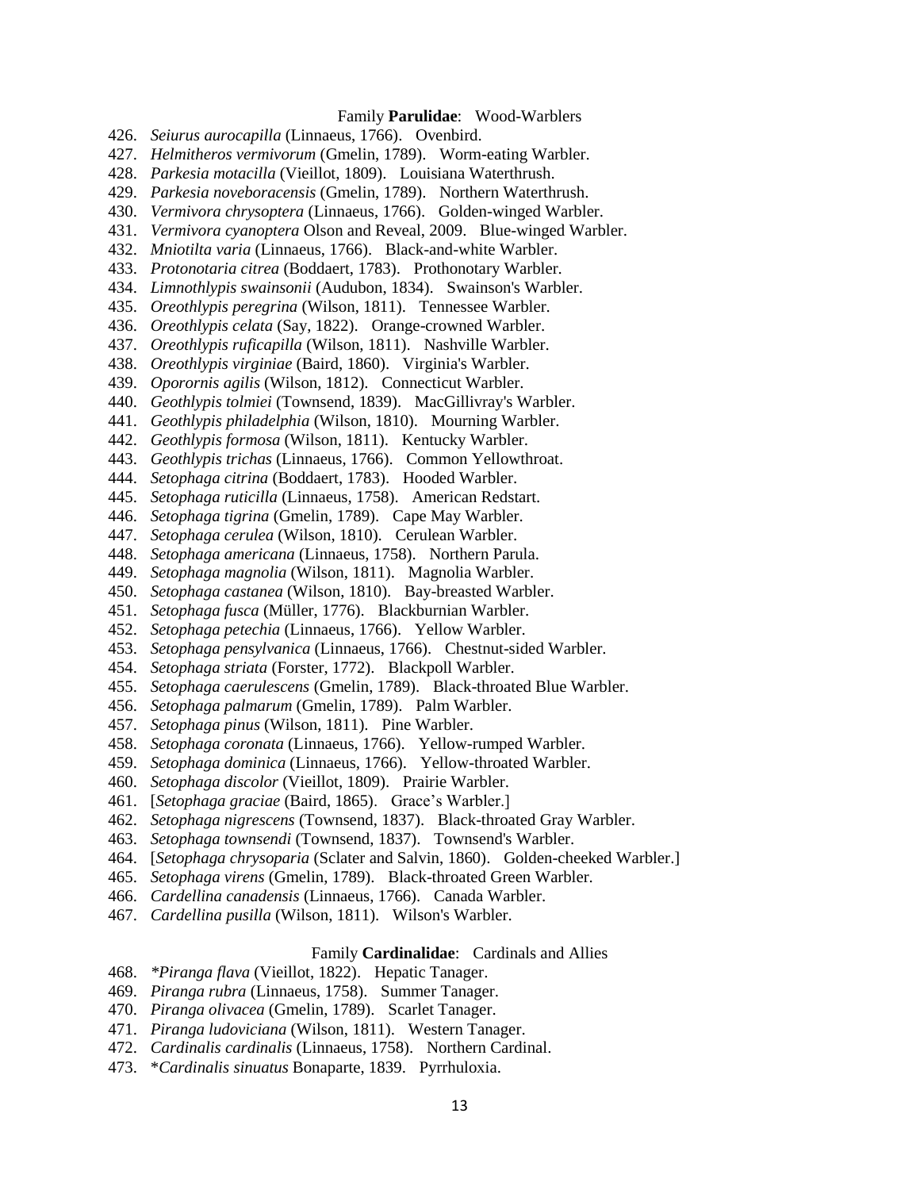### Family **Parulidae**: Wood-Warblers

426. *Seiurus aurocapilla* (Linnaeus, 1766). Ovenbird.
427. *Helmitheros vermivorum* (Gmelin, 1789). Worm-eating Warbler.
428. *Parkesia motacilla* (Vieillot, 1809). Louisiana Waterthrush.
429. *Parkesia noveboracensis* (Gmelin, 1789). Northern Waterthrush.
430. *Vermivora chrysoptera* (Linnaeus, 1766). Golden-winged Warbler.
431. *Vermivora cyanoptera* Olson and Reveal, 2009. Blue-winged Warbler.
432. *Mniotilta varia* (Linnaeus, 1766). Black-and-white Warbler.
433. *Protonotaria citrea* (Boddaert, 1783). Prothonotary Warbler.
434. *Limnothlypis swainsonii* (Audubon, 1834). Swainson's Warbler.
435. *Oreothlypis peregrina* (Wilson, 1811). Tennessee Warbler.
436. *Oreothlypis celata* (Say, 1822). Orange-crowned Warbler.
437. *Oreothlypis ruficapilla* (Wilson, 1811). Nashville Warbler.
438. *Oreothlypis virginiae* (Baird, 1860). Virginia's Warbler.
439. *Oporornis agilis* (Wilson, 1812). Connecticut Warbler.
440. *Geothlypis tolmiei* (Townsend, 1839). MacGillivray's Warbler.
441. *Geothlypis philadelphia* (Wilson, 1810). Mourning Warbler.
442. *Geothlypis formosa* (Wilson, 1811). Kentucky Warbler.
443. *Geothlypis trichas* (Linnaeus, 1766). Common Yellowthroat.
444. *Setophaga citrina* (Boddaert, 1783). Hooded Warbler.
445. *Setophaga ruticilla* (Linnaeus, 1758). American Redstart.
446. *Setophaga tigrina* (Gmelin, 1789). Cape May Warbler.
447. *Setophaga cerulea* (Wilson, 1810). Cerulean Warbler.
448. *Setophaga americana* (Linnaeus, 1758). Northern Parula.
449. *Setophaga magnolia* (Wilson, 1811). Magnolia Warbler.
450. *Setophaga castanea* (Wilson, 1810). Bay-breasted Warbler.
451. *Setophaga fusca* (Müller, 1776). Blackburnian Warbler.
452. *Setophaga petechia* (Linnaeus, 1766). Yellow Warbler.
453. *Setophaga pensylvanica* (Linnaeus, 1766). Chestnut-sided Warbler.
454. *Setophaga striata* (Forster, 1772). Blackpoll Warbler.
455. *Setophaga caerulescens* (Gmelin, 1789). Black-throated Blue Warbler.
456. *Setophaga palmarum* (Gmelin, 1789). Palm Warbler.
457. *Setophaga pinus* (Wilson, 1811). Pine Warbler.
458. *Setophaga coronata* (Linnaeus, 1766). Yellow-rumped Warbler.
459. *Setophaga dominica* (Linnaeus, 1766). Yellow-throated Warbler.
460. *Setophaga discolor* (Vieillot, 1809). Prairie Warbler.
461. [*Setophaga graciae* (Baird, 1865). Grace's Warbler.]
462. *Setophaga nigrescens* (Townsend, 1837). Black-throated Gray Warbler.
463. *Setophaga townsendi* (Townsend, 1837). Townsend's Warbler.
464. [*Setophaga chrysoparia* (Sclater and Salvin, 1860). Golden-cheeked Warbler.]
465. *Setophaga virens* (Gmelin, 1789). Black-throated Green Warbler.
466. *Cardellina canadensis* (Linnaeus, 1766). Canada Warbler.
467. *Cardellina pusilla* (Wilson, 1811). Wilson's Warbler.

### Family **Cardinalidae**: Cardinals and Allies

468. **Piranga flava* (Vieillot, 1822). Hepatic Tanager.
469. *Piranga rubra* (Linnaeus, 1758). Summer Tanager.
470. *Piranga olivacea* (Gmelin, 1789). Scarlet Tanager.
471. *Piranga ludoviciana* (Wilson, 1811). Western Tanager.
472. *Cardinalis cardinalis* (Linnaeus, 1758). Northern Cardinal.
473. **Cardinalis sinuatus* Bonaparte, 1839. Pyrrhuloxia.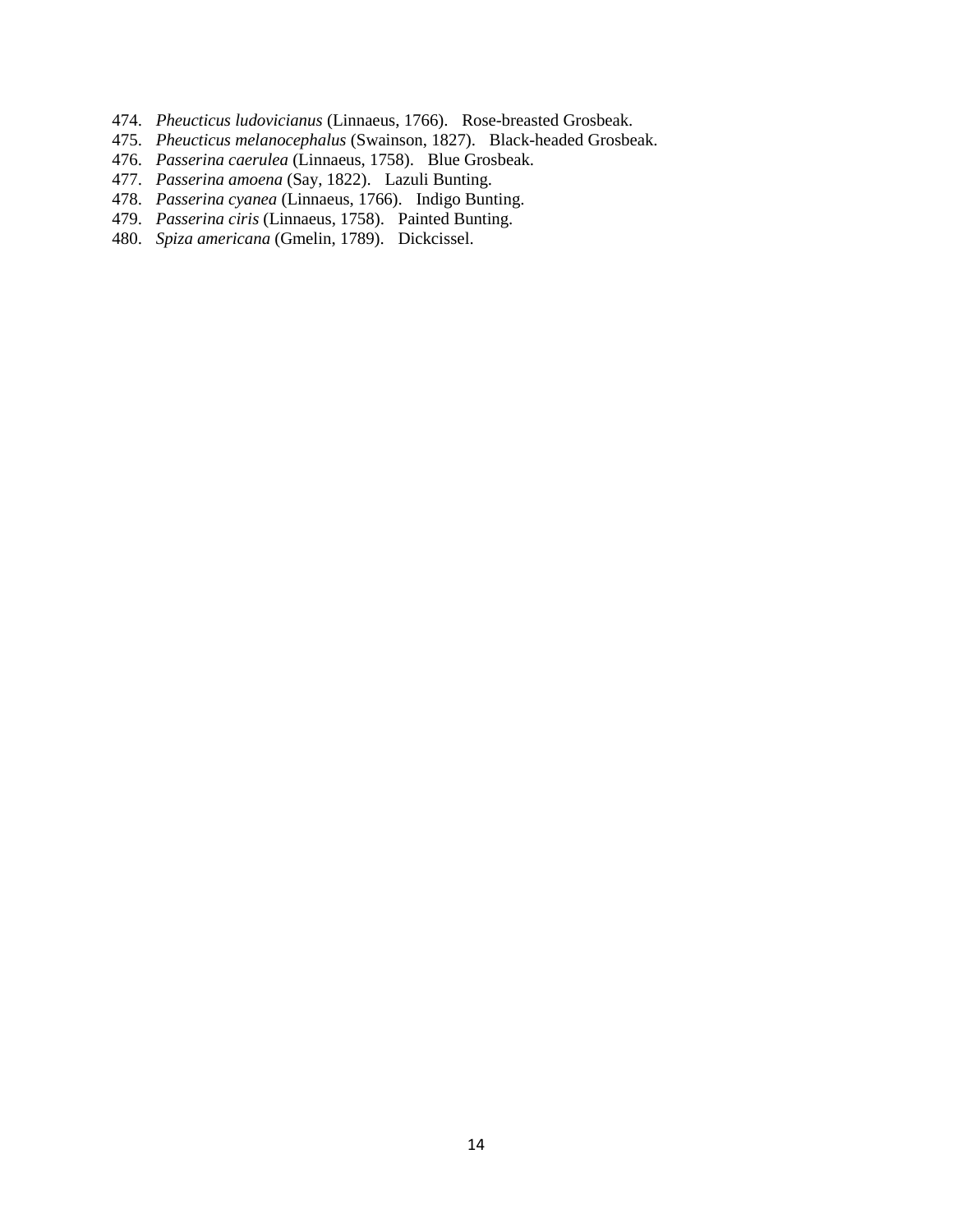474. *Pheucticus ludovicianus* (Linnaeus, 1766). Rose-breasted Grosbeak.
475. *Pheucticus melanocephalus* (Swainson, 1827). Black-headed Grosbeak.
476. *Passerina caerulea* (Linnaeus, 1758). Blue Grosbeak.
477. *Passerina amoena* (Say, 1822). Lazuli Bunting.
478. *Passerina cyanea* (Linnaeus, 1766). Indigo Bunting.
479. *Passerina ciris* (Linnaeus, 1758). Painted Bunting.
480. *Spiza americana* (Gmelin, 1789). Dickcissel.